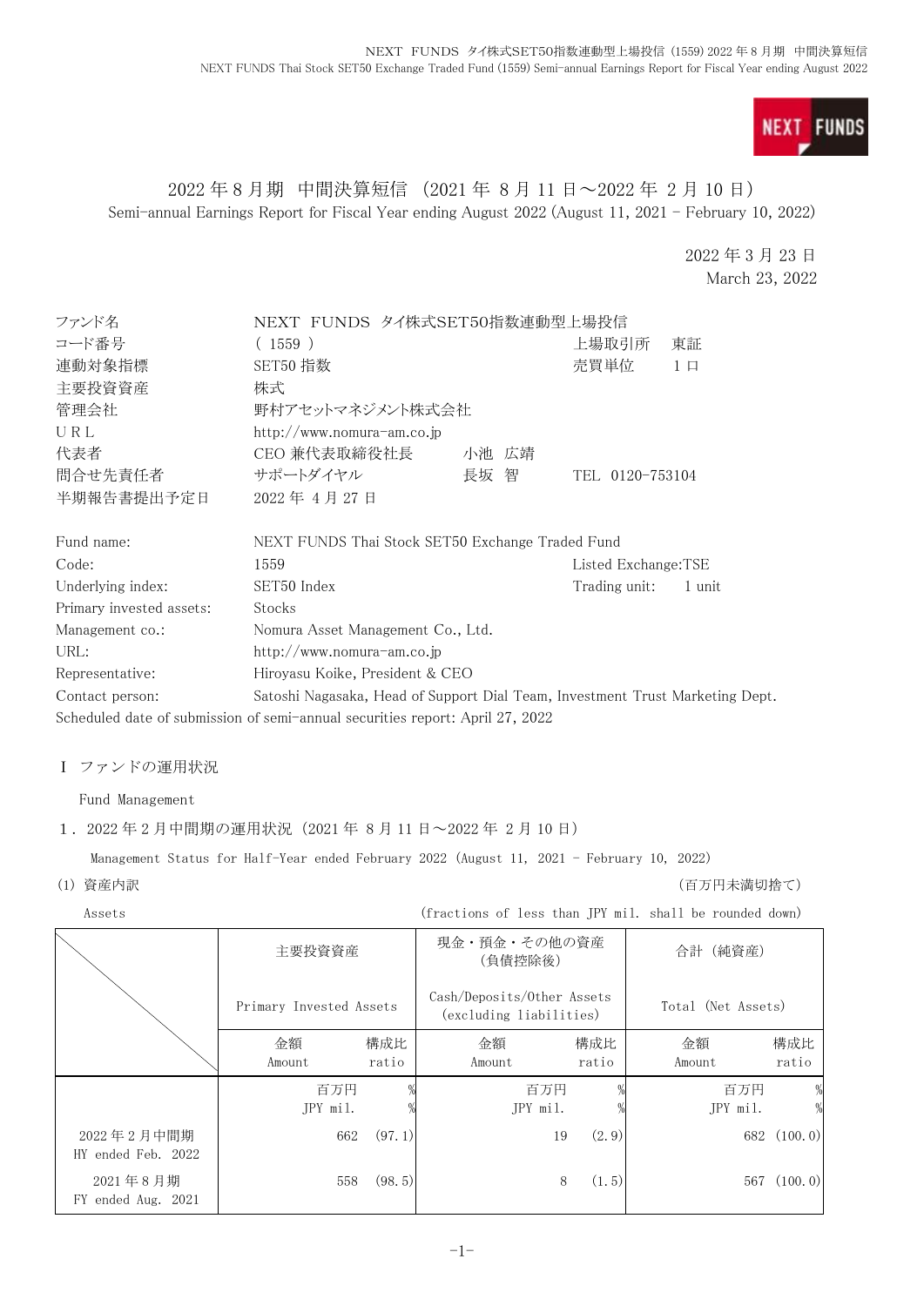# 2022 年 8 月期　中間決算短信（2021 年 8 月 11 日～2022 年 2 月 10 日）

Semi-annual Earnings Report for Fiscal Year ending August 2022 (August 11, 2021 - February 10, 2022)

2022 年 3 月 23 日
March 23, 2022

| | | | |
|---|---|---|---|
| ファンド名 | NEXT FUNDS タイ株式SET50指数連動型上場投信 | | |
| コード番号 | ( 1559 ) | 上場取引所 | 東証 |
| 連動対象指標 | SET50 指数 | 売買単位 | 1 口 |
| 主要投資資産 | 株式 | | |
| 管理会社 | 野村アセットマネジメント株式会社 | | |
| URL | http://www.nomura-am.co.jp | | |
| 代表者 | CEO 兼代表取締役社長　小池 広靖 | | |
| 問合せ先責任者 | サポートダイヤル　長坂 智 | TEL | 0120-753104 |
| 半期報告書提出予定日 | 2022 年 4 月 27 日 | | |

| | | | |
|---|---|---|---|
| Fund name: | NEXT FUNDS Thai Stock SET50 Exchange Traded Fund | | |
| Code: | 1559 | Listed Exchange: | TSE |
| Underlying index: | SET50 Index | Trading unit: | 1 unit |
| Primary invested assets: | Stocks | | |
| Management co.: | Nomura Asset Management Co., Ltd. | | |
| URL: | http://www.nomura-am.co.jp | | |
| Representative: | Hiroyasu Koike, President & CEO | | |
| Contact person: | Satoshi Nagasaka, Head of Support Dial Team, Investment Trust Marketing Dept. | | |

Scheduled date of submission of semi-annual securities report: April 27, 2022

## Ⅰ ファンドの運用状況

Fund Management

### 1．2022 年 2 月中間期の運用状況（2021 年 8 月 11 日～2022 年 2 月 10 日）

Management Status for Half-Year ended February 2022 (August 11, 2021 - February 10, 2022)

(1) 資産内訳　　　　（百万円未満切捨て）

Assets　　　　(fractions of less than JPY mil. shall be rounded down)

| | 主要投資資産 Primary Invested Assets | | 現金・預金・その他の資産（負債控除後） Cash/Deposits/Other Assets (excluding liabilities) | | 合計（純資産） Total (Net Assets) | |
|---|---|---|---|---|---|---|
| | 金額 Amount | 構成比 ratio | 金額 Amount | 構成比 ratio | 金額 Amount | 構成比 ratio |
| | 百万円 JPY mil. | % | 百万円 JPY mil. | % | 百万円 JPY mil. | % |
| 2022 年 2 月中間期 HY ended Feb. 2022 | 662 | (97.1) | 19 | (2.9) | 682 | (100.0) |
| 2021 年 8 月期 FY ended Aug. 2021 | 558 | (98.5) | 8 | (1.5) | 567 | (100.0) |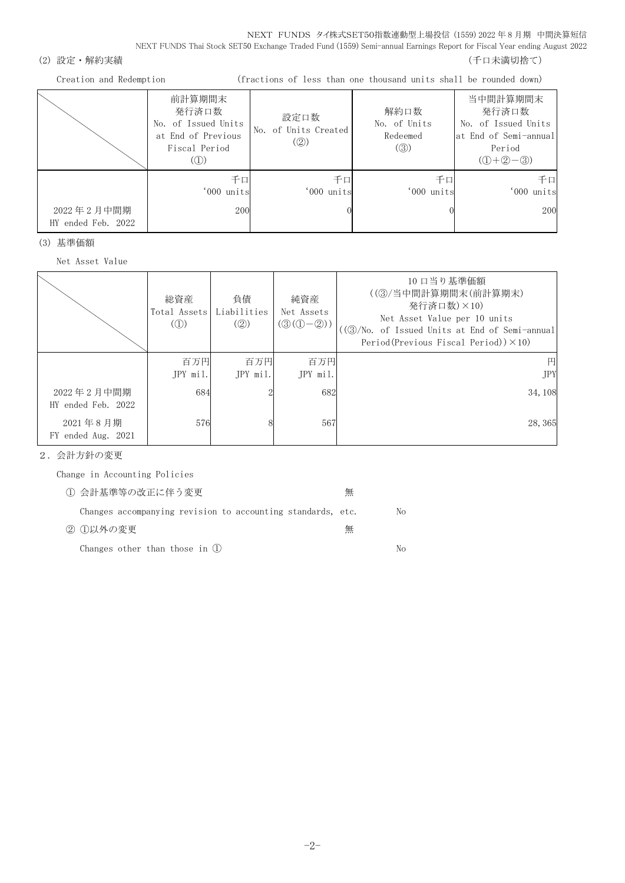(2) 設定・解約実績　　　　　　　　　　　　　　　　　　　　　　　　　　　　　　　　（千口未満切捨て）

Creation and Redemption　　　　　(fractions of less than one thousand units shall be rounded down)

| | 前計算期間末<br>発行済口数<br>No. of Issued Units at End of Previous Fiscal Period<br>(①) | 設定口数<br>No. of Units Created<br>(②) | 解約口数<br>No. of Units Redeemed<br>(③) | 当中間計算期間末<br>発行済口数<br>No. of Issued Units at End of Semi-annual Period<br>(①+②−③) |
|---|---|---|---|---|
| | 千口<br>'000 units | 千口<br>'000 units | 千口<br>'000 units | 千口<br>'000 units |
| 2022 年 2 月中間期<br>HY ended Feb. 2022 | 200 | 0 | 0 | 200 |

(3) 基準価額

Net Asset Value

| | 総資産<br>Total Assets<br>(①) | 負債<br>Liabilities<br>(②) | 純資産<br>Net Assets<br>(③(①−②)) | 10 口当り基準価額<br>((③/当中間計算期間末(前計算期末)発行済口数)×10)<br>Net Asset Value per 10 units<br>((③/No. of Issued Units at End of Semi-annual Period(Previous Fiscal Period))×10) |
|---|---|---|---|---|
| | 百万円<br>JPY mil. | 百万円<br>JPY mil. | 百万円<br>JPY mil. | 円<br>JPY |
| 2022 年 2 月中間期<br>HY ended Feb. 2022 | 684 | 2 | 682 | 34,108 |
| 2021 年 8 月期<br>FY ended Aug. 2021 | 576 | 8 | 567 | 28,365 |

2．会計方針の変更

Change in Accounting Policies

① 会計基準等の改正に伴う変更　　　　　　　　　　　　無

Changes accompanying revision to accounting standards, etc.　　　No

② ①以外の変更　　　　　　　　　　　　　　　　　　　無

Changes other than those in ①　　　　　　　　　　　　　　　　No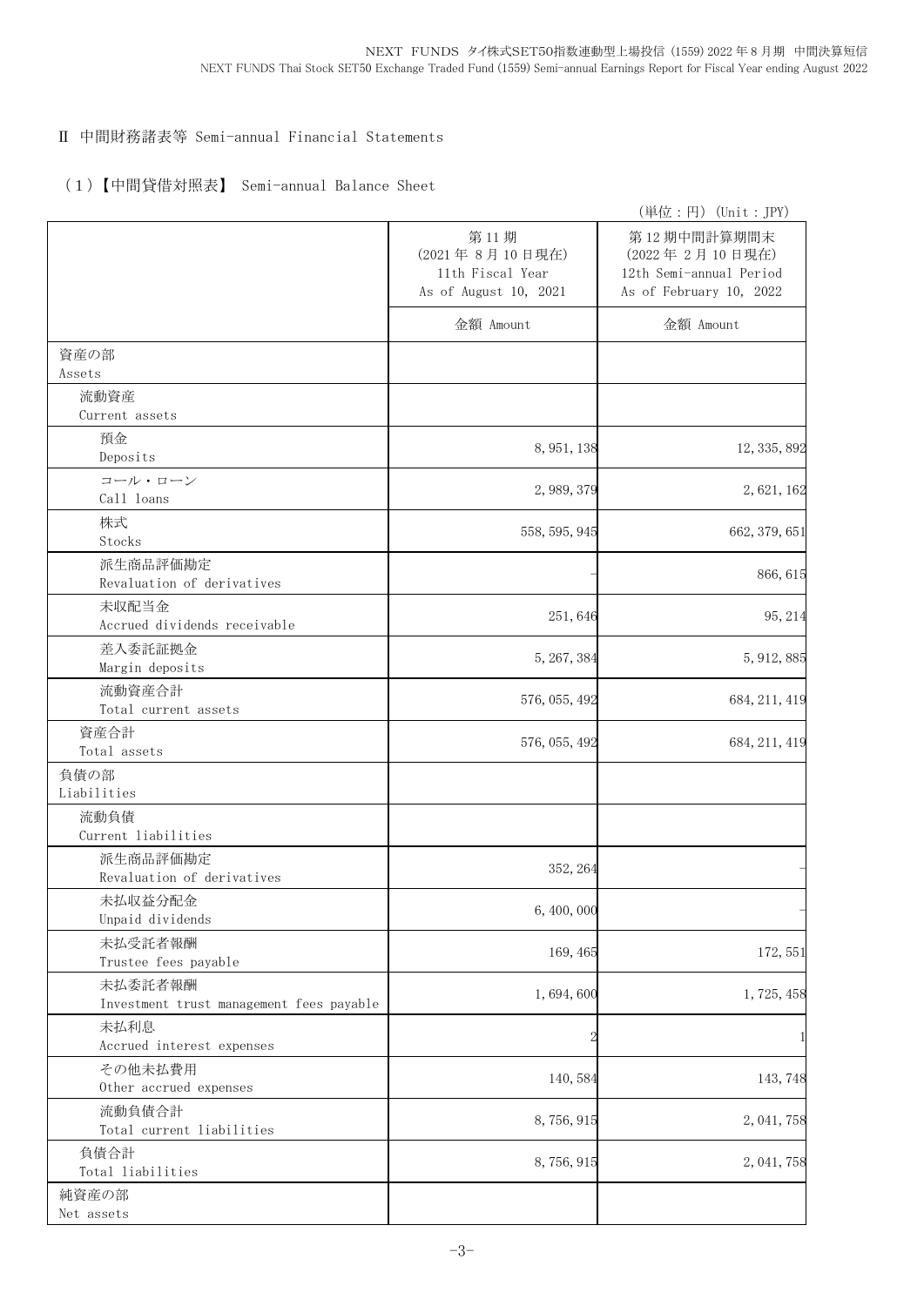## Ⅱ 中間財務諸表等 Semi-annual Financial Statements

### （1）【中間貸借対照表】 Semi-annual Balance Sheet

（単位：円）（Unit：JPY）

| | 第11期<br>(2021年 8月 10日現在)<br>11th Fiscal Year<br>As of August 10, 2021 | 第12期中間計算期間末<br>(2022年 2月 10日現在)<br>12th Semi-annual Period<br>As of February 10, 2022 |
|---|---|---|
| | 金額 Amount | 金額 Amount |
| 資産の部<br>Assets | | |
| 流動資産<br>Current assets | | |
| 預金<br>Deposits | 8,951,138 | 12,335,892 |
| コール・ローン<br>Call loans | 2,989,379 | 2,621,162 |
| 株式<br>Stocks | 558,595,945 | 662,379,651 |
| 派生商品評価勘定<br>Revaluation of derivatives | - | 866,615 |
| 未収配当金<br>Accrued dividends receivable | 251,646 | 95,214 |
| 差入委託証拠金<br>Margin deposits | 5,267,384 | 5,912,885 |
| 流動資産合計<br>Total current assets | 576,055,492 | 684,211,419 |
| 資産合計<br>Total assets | 576,055,492 | 684,211,419 |
| 負債の部<br>Liabilities | | |
| 流動負債<br>Current liabilities | | |
| 派生商品評価勘定<br>Revaluation of derivatives | 352,264 | - |
| 未払収益分配金<br>Unpaid dividends | 6,400,000 | - |
| 未払受託者報酬<br>Trustee fees payable | 169,465 | 172,551 |
| 未払委託者報酬<br>Investment trust management fees payable | 1,694,600 | 1,725,458 |
| 未払利息<br>Accrued interest expenses | 2 | 1 |
| その他未払費用<br>Other accrued expenses | 140,584 | 143,748 |
| 流動負債合計<br>Total current liabilities | 8,756,915 | 2,041,758 |
| 負債合計<br>Total liabilities | 8,756,915 | 2,041,758 |
| 純資産の部<br>Net assets | | |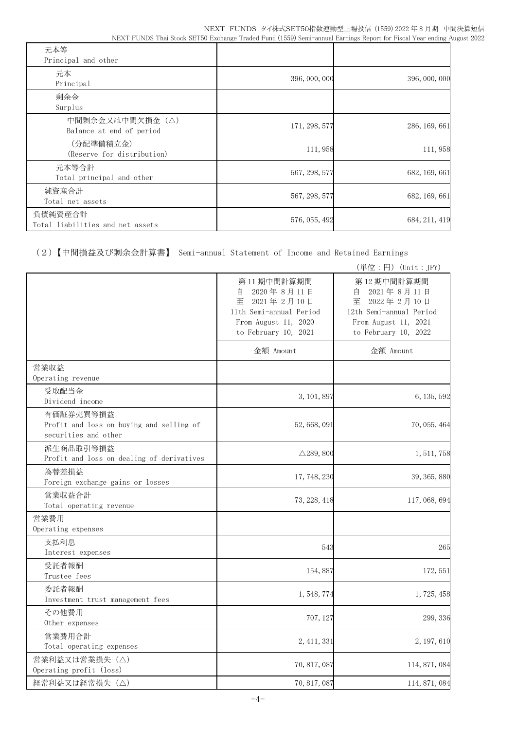| | | |
|---|---|---|
| 元本等<br>Principal and other | | |
| 元本<br>Principal | 396,000,000 | 396,000,000 |
| 剰余金<br>Surplus | | |
| 中間剰余金又は中間欠損金（△）<br>Balance at end of period | 171,298,577 | 286,169,661 |
| （分配準備積立金）<br>(Reserve for distribution) | 111,958 | 111,958 |
| 元本等合計<br>Total principal and other | 567,298,577 | 682,169,661 |
| 純資産合計<br>Total net assets | 567,298,577 | 682,169,661 |
| 負債純資産合計<br>Total liabilities and net assets | 576,055,492 | 684,211,419 |

（2）【中間損益及び剰余金計算書】 Semi-annual Statement of Income and Retained Earnings

（単位：円）(Unit：JPY)

| | 第11期中間計算期間<br>自 2020年8月11日<br>至 2021年2月10日<br>11th Semi-annual Period<br>From August 11, 2020<br>to February 10, 2021 | 第12期中間計算期間<br>自 2021年8月11日<br>至 2022年2月10日<br>12th Semi-annual Period<br>From August 11, 2021<br>to February 10, 2022 |
|---|---|---|
| | 金額 Amount | 金額 Amount |
| 営業収益<br>Operating revenue | | |
| 受取配当金<br>Dividend income | 3,101,897 | 6,135,592 |
| 有価証券売買等損益<br>Profit and loss on buying and selling of securities and other | 52,668,091 | 70,055,464 |
| 派生商品取引等損益<br>Profit and loss on dealing of derivatives | △289,800 | 1,511,758 |
| 為替差損益<br>Foreign exchange gains or losses | 17,748,230 | 39,365,880 |
| 営業収益合計<br>Total operating revenue | 73,228,418 | 117,068,694 |
| 営業費用<br>Operating expenses | | |
| 支払利息<br>Interest expenses | 543 | 265 |
| 受託者報酬<br>Trustee fees | 154,887 | 172,551 |
| 委託者報酬<br>Investment trust management fees | 1,548,774 | 1,725,458 |
| その他費用<br>Other expenses | 707,127 | 299,336 |
| 営業費用合計<br>Total operating expenses | 2,411,331 | 2,197,610 |
| 営業利益又は営業損失（△）<br>Operating profit (loss) | 70,817,087 | 114,871,084 |
| 経常利益又は経常損失（△） | 70,817,087 | 114,871,084 |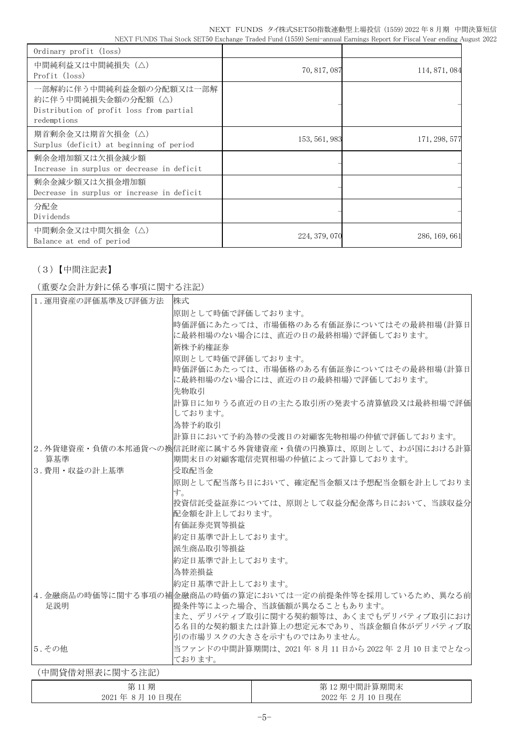| | | |
|---|---|---|
| Ordinary profit (loss) | | |
| 中間純利益又は中間純損失（△）<br>Profit (loss) | 70,817,087 | 114,871,084 |
| 一部解約に伴う中間純利益金額の分配額又は一部解約に伴う中間純損失金額の分配額（△）<br>Distribution of profit loss from partial redemptions | – | – |
| 期首剰余金又は期首欠損金（△）<br>Surplus (deficit) at beginning of period | 153,561,983 | 171,298,577 |
| 剰余金増加額又は欠損金減少額<br>Increase in surplus or decrease in deficit | – | – |
| 剰余金減少額又は欠損金増加額<br>Decrease in surplus or increase in deficit | – | – |
| 分配金<br>Dividends | – | – |
| 中間剰余金又は中間欠損金（△）<br>Balance at end of period | 224,379,070 | 286,169,661 |

## （3）【中間注記表】

（重要な会計方針に係る事項に関する注記）

| | |
|---|---|
| 1.運用資産の評価基準及び評価方法 | 株式<br>原則として時価で評価しております。<br>時価評価にあたっては、市場価格のある有価証券についてはその最終相場(計算日に最終相場のない場合には、直近の日の最終相場)で評価しております。<br>新株予約権証券<br>原則として時価で評価しております。<br>時価評価にあたっては、市場価格のある有価証券についてはその最終相場(計算日に最終相場のない場合には、直近の日の最終相場)で評価しております。<br>先物取引<br>計算日に知りうる直近の日の主たる取引所の発表する清算値段又は最終相場で評価しております。<br>為替予約取引<br>計算日において予約為替の受渡日の対顧客先物相場の仲値で評価しております。 |
| 2.外貨建資産・負債の本邦通貨への換算基準 | 信託財産に属する外貨建資産・負債の円換算は、原則として、わが国における計算期間末日の対顧客電信売買相場の仲値によって計算しております。 |
| 3.費用・収益の計上基準 | 受取配当金<br>原則として配当落ち日において、確定配当金額又は予想配当金額を計上しております。<br>投資信託受益証券については、原則として収益分配金落ち日において、当該収益分配金額を計上しております。<br>有価証券売買等損益<br>約定日基準で計上しております。<br>派生商品取引等損益<br>約定日基準で計上しております。<br>為替差損益<br>約定日基準で計上しております。 |
| 4.金融商品の時価等に関する事項の補足説明 | 金融商品の時価の算定においては一定の前提条件等を採用しているため、異なる前提条件等によった場合、当該価額が異なることもあります。<br>また、デリバティブ取引に関する契約額等は、あくまでもデリバティブ取引における名目的な契約額または計算上の想定元本であり、当該金額自体がデリバティブ取引の市場リスクの大きさを示すものではありません。 |
| 5.その他 | 当ファンドの中間計算期間は、2021年8月11日から2022年2月10日までとなっております。 |

（中間貸借対照表に関する注記）

| 第11期<br>2021年8月10日現在 | 第12期中間計算期間末<br>2022年2月10日現在 |
|---|---|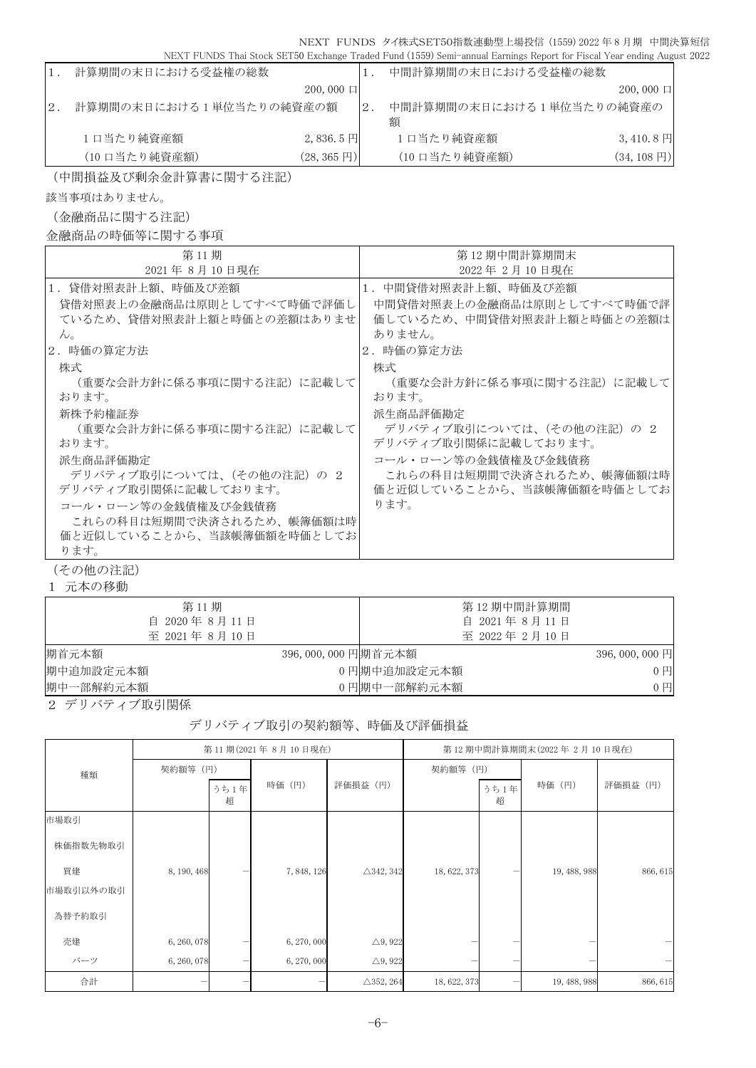| 1．計算期間の末日における受益権の総数 | | 1．中間計算期間の末日における受益権の総数 | |
|---|---|---|---|
| | 200,000 口 | | 200,000 口 |
| 2．計算期間の末日における1単位当たりの純資産の額 | | 2．中間計算期間の末日における1単位当たりの純資産の額 | |
| 1口当たり純資産額 | 2,836.5 円 | 1口当たり純資産額 | 3,410.8 円 |
| (10口当たり純資産額) | (28,365 円) | (10口当たり純資産額) | (34,108 円) |

（中間損益及び剰余金計算書に関する注記）

該当事項はありません。

（金融商品に関する注記）

金融商品の時価等に関する事項

| 第11期<br>2021年 8月10日現在 | 第12期中間計算期間末<br>2022年 2月10日現在 |
|---|---|
| 1．貸借対照表計上額、時価及び差額<br>貸借対照表上の金融商品は原則としてすべて時価で評価しているため、貸借対照表計上額と時価との差額はありません。<br>2．時価の算定方法<br>株式<br>（重要な会計方針に係る事項に関する注記）に記載しております。<br>新株予約権証券<br>（重要な会計方針に係る事項に関する注記）に記載しております。<br>派生商品評価勘定<br>デリバティブ取引については、（その他の注記）の 2 デリバティブ取引関係に記載しております。<br>コール・ローン等の金銭債権及び金銭債務<br>これらの科目は短期間で決済されるため、帳簿価額は時価と近似していることから、当該帳簿価額を時価としております。 | 1．中間貸借対照表計上額、時価及び差額<br>中間貸借対照表上の金融商品は原則としてすべて時価で評価しているため、中間貸借対照表計上額と時価との差額はありません。<br>2．時価の算定方法<br>株式<br>（重要な会計方針に係る事項に関する注記）に記載しております。<br>派生商品評価勘定<br>デリバティブ取引については、（その他の注記）の 2 デリバティブ取引関係に記載しております。<br>コール・ローン等の金銭債権及び金銭債務<br>これらの科目は短期間で決済されるため、帳簿価額は時価と近似していることから、当該帳簿価額を時価としております。 |

（その他の注記）

1 元本の移動

| 第11期<br>自 2020年 8月11日<br>至 2021年 8月10日 | | 第12期中間計算期間<br>自 2021年 8月11日<br>至 2022年 2月10日 | |
|---|---|---|---|
| 期首元本額 | 396,000,000 円 | 期首元本額 | 396,000,000 円 |
| 期中追加設定元本額 | 0 円 | 期中追加設定元本額 | 0 円 |
| 期中一部解約元本額 | 0 円 | 期中一部解約元本額 | 0 円 |

2 デリバティブ取引関係

デリバティブ取引の契約額等、時価及び評価損益

| 種類 | 第11期(2021年 8月10日現在) | | | | 第12期中間計算期間末(2022年 2月10日現在) | | | |
|---|---|---|---|---|---|---|---|---|
| | 契約額等（円） | うち1年超 | 時価（円） | 評価損益（円） | 契約額等（円） | うち1年超 | 時価（円） | 評価損益（円） |
| 市場取引 | | | | | | | | |
| 株価指数先物取引 | | | | | | | | |
| 買建 | 8,190,468 | － | 7,848,126 | △342,342 | 18,622,373 | － | 19,488,988 | 866,615 |
| 市場取引以外の取引 | | | | | | | | |
| 為替予約取引 | | | | | | | | |
| 売建 | 6,260,078 | － | 6,270,000 | △9,922 | － | － | － | － |
| バーツ | 6,260,078 | － | 6,270,000 | △9,922 | － | － | － | － |
| 合計 | － | － | － | △352,264 | 18,622,373 | － | 19,488,988 | 866,615 |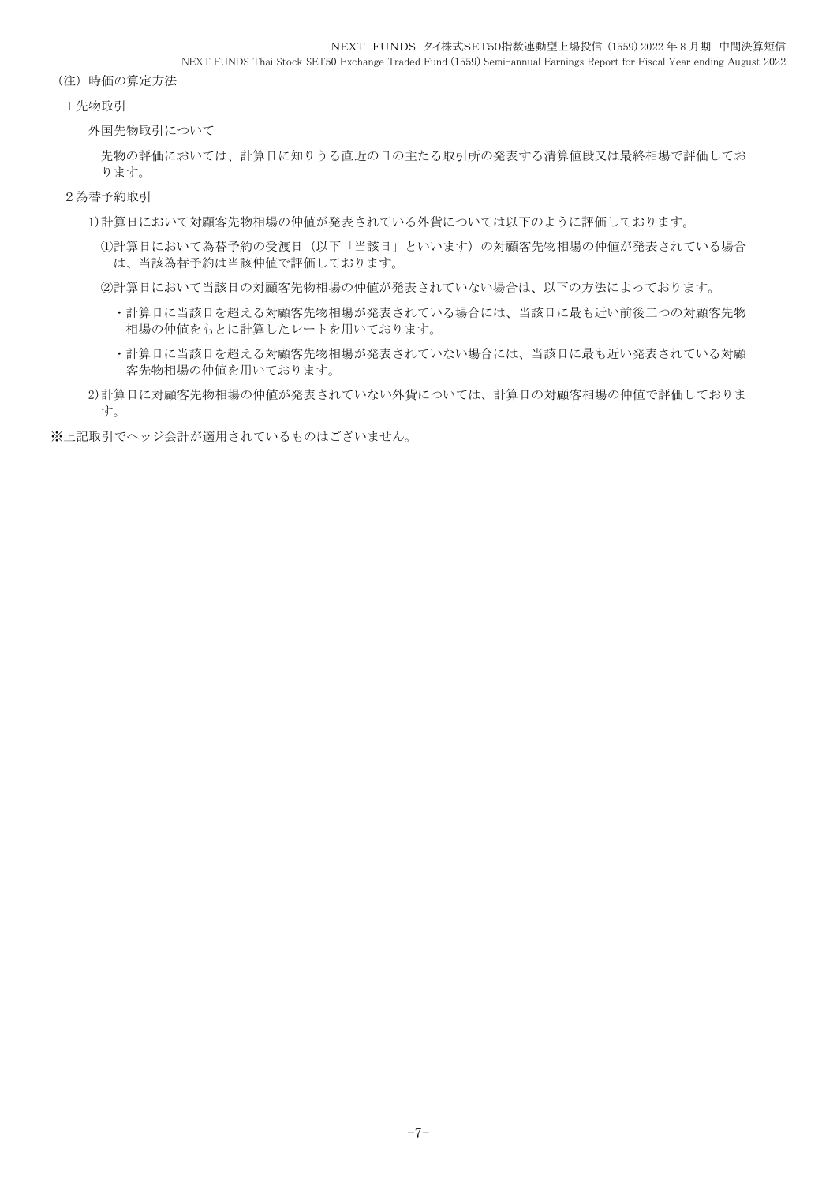（注）時価の算定方法

1 先物取引

外国先物取引について

先物の評価においては、計算日に知りうる直近の日の主たる取引所の発表する清算値段又は最終相場で評価しております。

2 為替予約取引

1)計算日において対顧客先物相場の仲値が発表されている外貨については以下のように評価しております。

①計算日において為替予約の受渡日（以下「当該日」といいます）の対顧客先物相場の仲値が発表されている場合は、当該為替予約は当該仲値で評価しております。

②計算日において当該日の対顧客先物相場の仲値が発表されていない場合は、以下の方法によっております。

・計算日に当該日を超える対顧客先物相場が発表されている場合には、当該日に最も近い前後二つの対顧客先物相場の仲値をもとに計算したレートを用いております。

・計算日に当該日を超える対顧客先物相場が発表されていない場合には、当該日に最も近い発表されている対顧客先物相場の仲値を用いております。

2)計算日に対顧客先物相場の仲値が発表されていない外貨については、計算日の対顧客相場の仲値で評価しております。

※上記取引でヘッジ会計が適用されているものはございません。